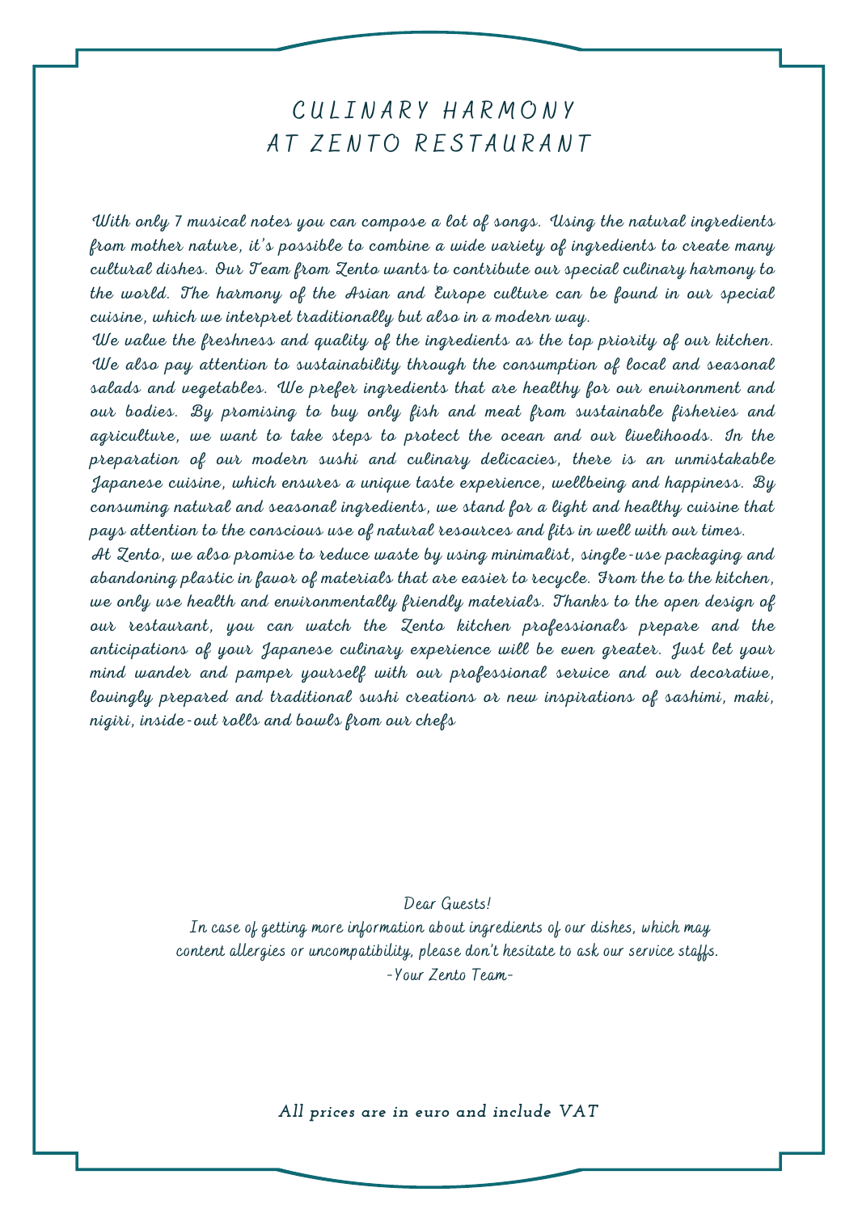# CULINARY HARMONY
# AT ZENTO RESTAURANT

*With only 7 musical notes you can compose a lot of songs. Using the natural ingredients from mother nature, it's possible to combine a wide variety of ingredients to create many cultural dishes. Our Team from Zento wants to contribute our special culinary harmony to the world. The harmony of the Asian and Europe culture can be found in our special cuisine, which we interpret traditionally but also in a modern way.*

*We value the freshness and quality of the ingredients as the top priority of our kitchen. We also pay attention to sustainability through the consumption of local and seasonal salads and vegetables. We prefer ingredients that are healthy for our environment and our bodies. By promising to buy only fish and meat from sustainable fisheries and agriculture, we want to take steps to protect the ocean and our livelihoods. In the preparation of our modern sushi and culinary delicacies, there is an unmistakable Japanese cuisine, which ensures a unique taste experience, wellbeing and happiness. By consuming natural and seasonal ingredients, we stand for a light and healthy cuisine that pays attention to the conscious use of natural resources and fits in well with our times.*

*At Zento, we also promise to reduce waste by using minimalist, single-use packaging and abandoning plastic in favor of materials that are easier to recycle. From the to the kitchen, we only use health and environmentally friendly materials. Thanks to the open design of our restaurant, you can watch the Zento kitchen professionals prepare and the anticipations of your Japanese culinary experience will be even greater. Just let your mind wander and pamper yourself with our professional service and our decorative, lovingly prepared and traditional sushi creations or new inspirations of sashimi, maki, nigiri, inside-out rolls and bowls from our chefs*

Dear Guests!
In case of getting more information about ingredients of our dishes, which may content allergies or uncompatibility, please don't hesitate to ask our service staffs.
-Your Zento Team-

**All prices are in euro and include VAT**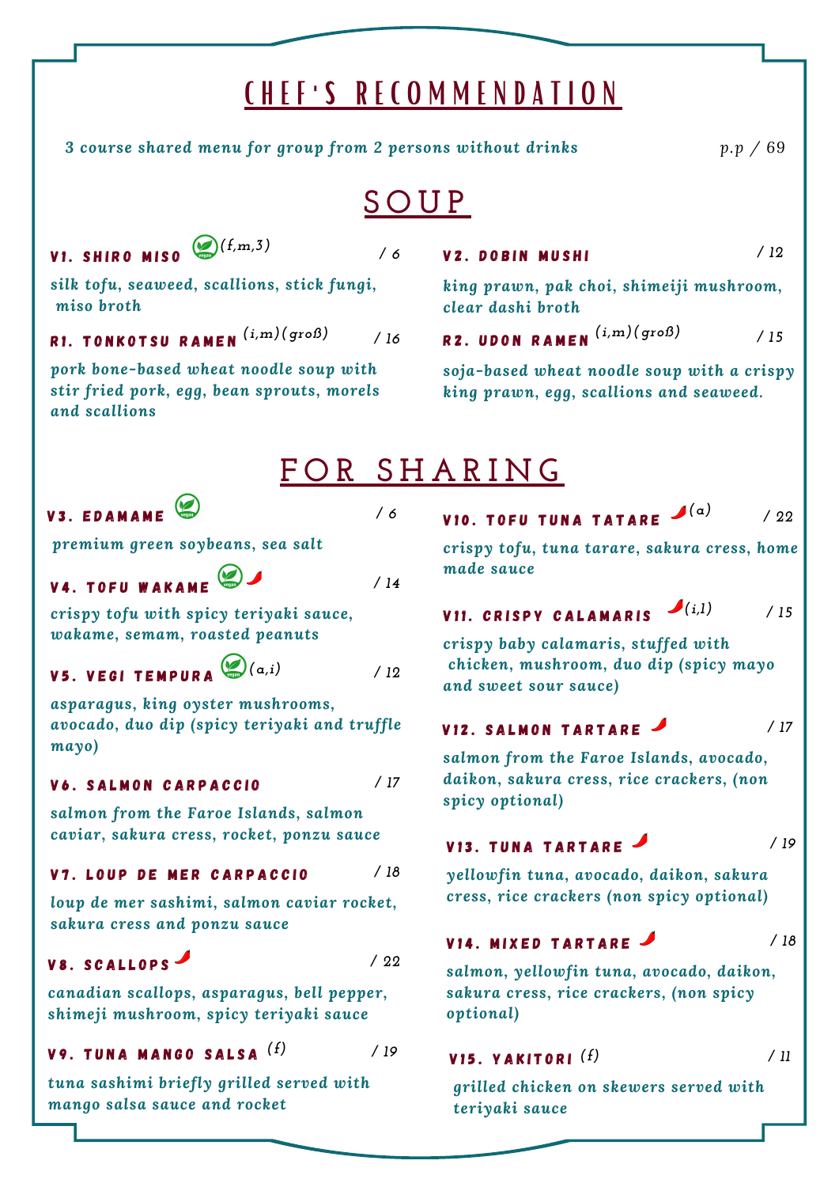# CHEF'S RECOMMENDATION

*3 course shared menu for group from 2 persons without drinks* — *p.p / 69*

## SOUP

**V1. SHIRO MISO** (vegan) (f,m,3) / 6

*silk tofu, seaweed, scallions, stick fungi, miso broth*

**R1. TONKOTSU RAMEN** (i,m)(groß) / 16

*pork bone-based wheat noodle soup with stir fried pork, egg, bean sprouts, morels and scallions*

**V2. DOBIN MUSHI** / 12

*king prawn, pak choi, shimeiji mushroom, clear dashi broth*

**R2. UDON RAMEN** (i,m)(groß) / 15

*soja-based wheat noodle soup with a crispy king prawn, egg, scallions and seaweed.*

## FOR SHARING

**V3. EDAMAME** (vegan) / 6

*premium green soybeans, sea salt*

**V4. TOFU WAKAME** (vegan) (spicy) / 14

*crispy tofu with spicy teriyaki sauce, wakame, semam, roasted peanuts*

**V5. VEGI TEMPURA** (vegan) (a,i) / 12

*asparagus, king oyster mushrooms, avocado, duo dip (spicy teriyaki and truffle mayo)*

**V6. SALMON CARPACCIO** / 17

*salmon from the Faroe Islands, salmon caviar, sakura cress, rocket, ponzu sauce*

**V7. LOUP DE MER CARPACCIO** / 18

*loup de mer sashimi, salmon caviar rocket, sakura cress and ponzu sauce*

**V8. SCALLOPS** (spicy) / 22

*canadian scallops, asparagus, bell pepper, shimeji mushroom, spicy teriyaki sauce*

**V9. TUNA MANGO SALSA** (f) / 19

*tuna sashimi briefly grilled served with mango salsa sauce and rocket*

**V10. TOFU TUNA TATARE** (spicy) (a) / 22

*crispy tofu, tuna tarare, sakura cress, home made sauce*

**V11. CRISPY CALAMARIS** (spicy) (i,l) / 15

*crispy baby calamaris, stuffed with chicken, mushroom, duo dip (spicy mayo and sweet sour sauce)*

**V12. SALMON TARTARE** (spicy) / 17

*salmon from the Faroe Islands, avocado, daikon, sakura cress, rice crackers, (non spicy optional)*

**V13. TUNA TARTARE** (spicy) / 19

*yellowfin tuna, avocado, daikon, sakura cress, rice crackers (non spicy optional)*

**V14. MIXED TARTARE** (spicy) / 18

*salmon, yellowfin tuna, avocado, daikon, sakura cress, rice crackers, (non spicy optional)*

**V15. YAKITORI** (f) / 11

*grilled chicken on skewers served with teriyaki sauce*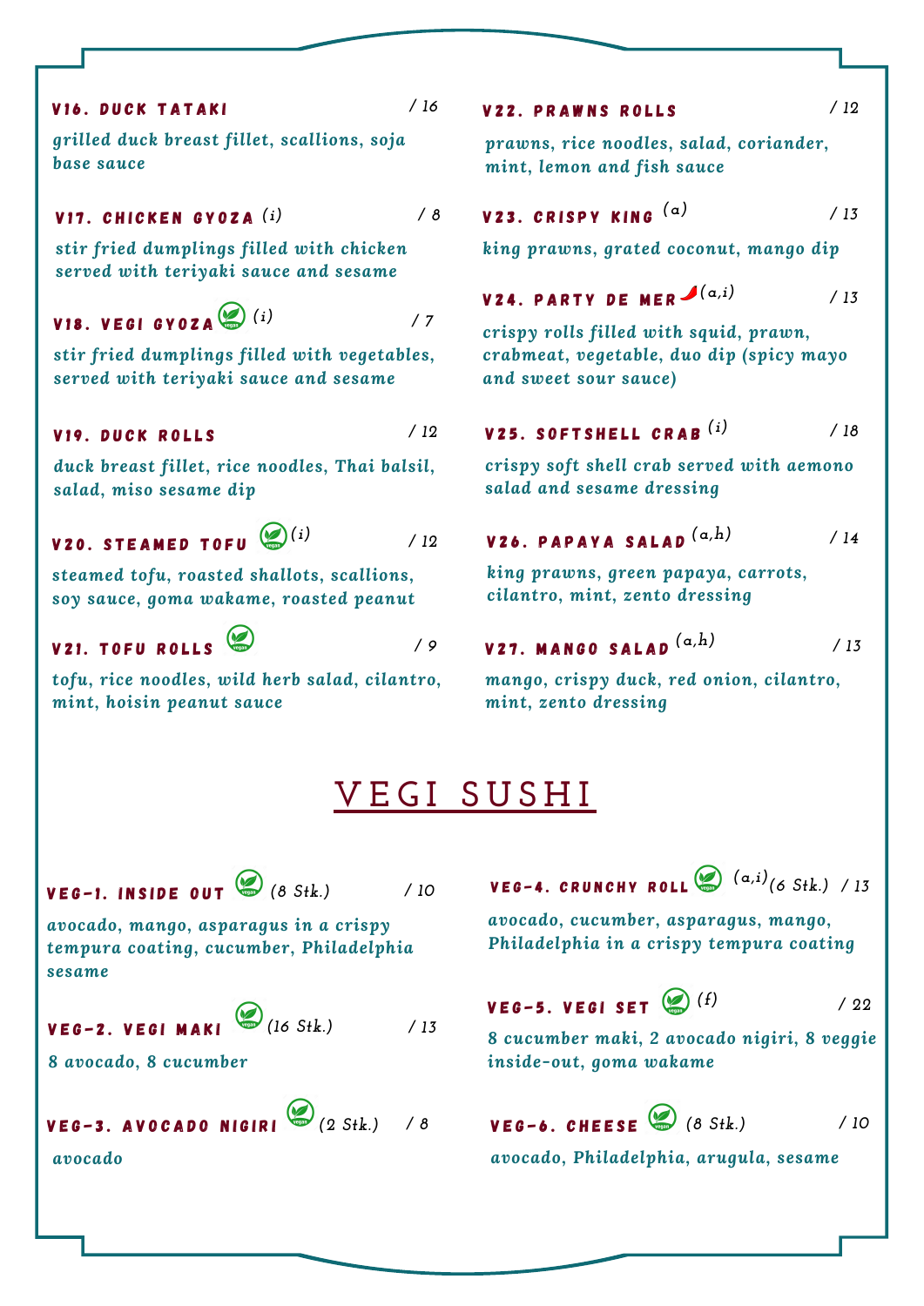**V16. DUCK TATAKI** / 16

*grilled duck breast fillet, scallions, soja base sauce*

**V17. CHICKEN GYOZA** *(i)* / 8

*stir fried dumplings filled with chicken served with teriyaki sauce and sesame*

**V18. VEGI GYOZA** (vegan) *(i)* / 7

*stir fried dumplings filled with vegetables, served with teriyaki sauce and sesame*

**V19. DUCK ROLLS** / 12

*duck breast fillet, rice noodles, Thai balsil, salad, miso sesame dip*

**V20. STEAMED TOFU** (vegan) *(i)* / 12

*steamed tofu, roasted shallots, scallions, soy sauce, goma wakame, roasted peanut*

**V21. TOFU ROLLS** (vegan) / 9

*tofu, rice noodles, wild herb salad, cilantro, mint, hoisin peanut sauce*

**V22. PRAWNS ROLLS** / 12

*prawns, rice noodles, salad, coriander, mint, lemon and fish sauce*

**V23. CRISPY KING** *(a)* / 13

*king prawns, grated coconut, mango dip*

**V24. PARTY DE MER** (spicy) *(a,i)* / 13

*crispy rolls filled with squid, prawn, crabmeat, vegetable, duo dip (spicy mayo and sweet sour sauce)*

**V25. SOFTSHELL CRAB** *(i)* / 18

*crispy soft shell crab served with aemono salad and sesame dressing*

**V26. PAPAYA SALAD** *(a,h)* / 14

*king prawns, green papaya, carrots, cilantro, mint, zento dressing*

**V27. MANGO SALAD** *(a,h)* / 13

*mango, crispy duck, red onion, cilantro, mint, zento dressing*

# VEGI SUSHI

**VEG-1. INSIDE OUT** (vegan) *(8 Stk.)* / 10

*avocado, mango, asparagus in a crispy tempura coating, cucumber, Philadelphia sesame*

**VEG-2. VEGI MAKI** (vegan) *(16 Stk.)* / 13

*8 avocado, 8 cucumber*

**VEG-3. AVOCADO NIGIRI** (vegan) *(2 Stk.)* / 8

*avocado*

**VEG-4. CRUNCHY ROLL** (vegan) *(a,i)* *(6 Stk.)* / 13

*avocado, cucumber, asparagus, mango, Philadelphia in a crispy tempura coating*

**VEG-5. VEGI SET** (vegan) *(f)* / 22

*8 cucumber maki, 2 avocado nigiri, 8 veggie inside-out, goma wakame*

**VEG-6. CHEESE** (vegan) *(8 Stk.)* / 10

*avocado, Philadelphia, arugula, sesame*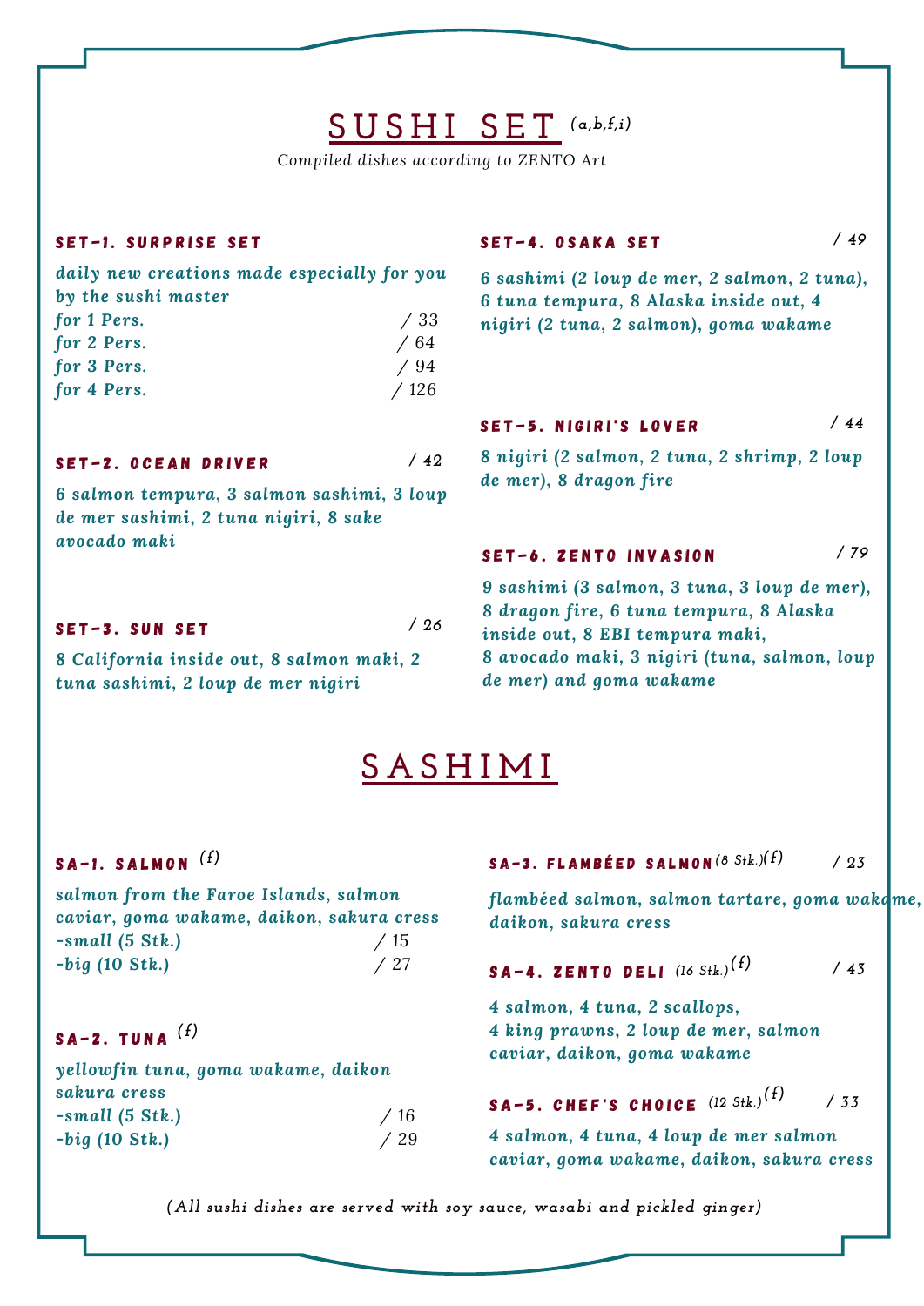# SUSHI SET (a,b,f,i)

*Compiled dishes according to ZENTO Art*

### SET-1. SURPRISE SET

*daily new creations made especially for you by the sushi master*

- for 1 Pers. / 33
- for 2 Pers. / 64
- for 3 Pers. / 94
- for 4 Pers. / 126

### SET-2. OCEAN DRIVER / 42

*6 salmon tempura, 3 salmon sashimi, 3 loup de mer sashimi, 2 tuna nigiri, 8 sake avocado maki*

### SET-3. SUN SET / 26

*8 California inside out, 8 salmon maki, 2 tuna sashimi, 2 loup de mer nigiri*

### SET-4. OSAKA SET / 49

*6 sashimi (2 loup de mer, 2 salmon, 2 tuna), 6 tuna tempura, 8 Alaska inside out, 4 nigiri (2 tuna, 2 salmon), goma wakame*

### SET-5. NIGIRI'S LOVER / 44

*8 nigiri (2 salmon, 2 tuna, 2 shrimp, 2 loup de mer), 8 dragon fire*

### SET-6. ZENTO INVASION / 79

*9 sashimi (3 salmon, 3 tuna, 3 loup de mer), 8 dragon fire, 6 tuna tempura, 8 Alaska inside out, 8 EBI tempura maki, 8 avocado maki, 3 nigiri (tuna, salmon, loup de mer) and goma wakame*

# SASHIMI

### SA-1. SALMON (f)

*salmon from the Faroe Islands, salmon caviar, goma wakame, daikon, sakura cress*

- -small (5 Stk.) / 15
- -big (10 Stk.) / 27

### SA-2. TUNA (f)

*yellowfin tuna, goma wakame, daikon sakura cress*

- -small (5 Stk.) / 16
- -big (10 Stk.) / 29

### SA-3. FLAMBÉED SALMON (8 Stk.)(f) / 23

*flambéed salmon, salmon tartare, goma wakame, daikon, sakura cress*

### SA-4. ZENTO DELI (16 Stk.)(f) / 43

*4 salmon, 4 tuna, 2 scallops, 4 king prawns, 2 loup de mer, salmon caviar, daikon, goma wakame*

### SA-5. CHEF'S CHOICE (12 Stk.)(f) / 33

*4 salmon, 4 tuna, 4 loup de mer salmon caviar, goma wakame, daikon, sakura cress*

*(All sushi dishes are served with soy sauce, wasabi and pickled ginger)*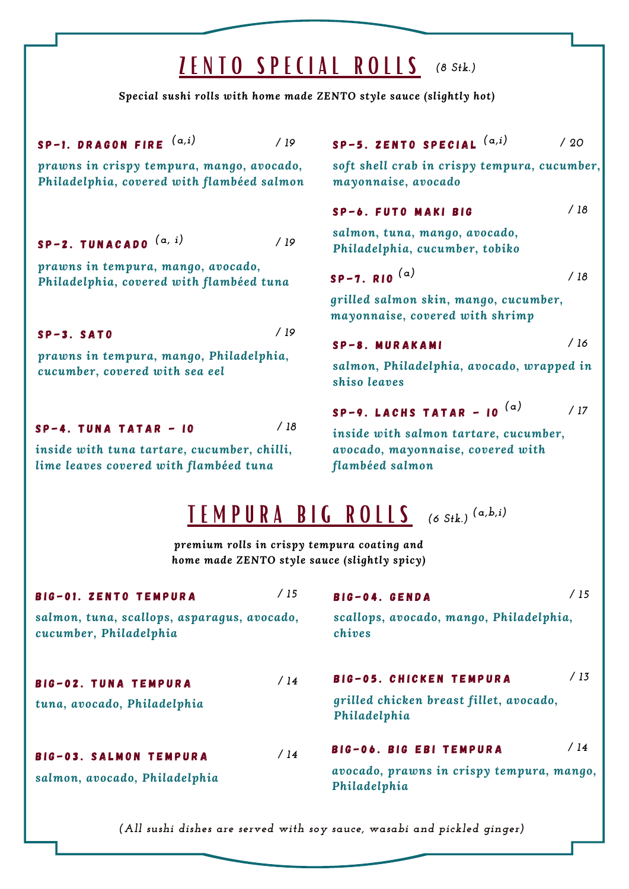# ZENTO SPECIAL ROLLS *(8 Stk.)*

***Special sushi rolls with home made ZENTO style sauce (slightly hot)***

**SP-1. DRAGON FIRE** [a,i] / 19

*prawns in crispy tempura, mango, avocado, Philadelphia, covered with flambéed salmon*

**SP-2. TUNACADO** [a, i] / 19

*prawns in tempura, mango, avocado, Philadelphia, covered with flambéed tuna*

**SP-3. SATO** / 19

*prawns in tempura, mango, Philadelphia, cucumber, covered with sea eel*

**SP-4. TUNA TATAR - 10** / 18

*inside with tuna tartare, cucumber, chilli, lime leaves covered with flambéed tuna*

**SP-5. ZENTO SPECIAL** [a,i] / 20

*soft shell crab in crispy tempura, cucumber, mayonnaise, avocado*

**SP-6. FUTO MAKI BIG** / 18

*salmon, tuna, mango, avocado, Philadelphia, cucumber, tobiko*

**SP-7. RIO** [a] / 18

*grilled salmon skin, mango, cucumber, mayonnaise, covered with shrimp*

**SP-8. MURAKAMI** / 16

*salmon, Philadelphia, avocado, wrapped in shiso leaves*

**SP-9. LACHS TATAR - 10** [a] / 17

*inside with salmon tartare, cucumber, avocado, mayonnaise, covered with flambéed salmon*

# TEMPURA BIG ROLLS *(6 Stk.)* [a,b,i]

***premium rolls in crispy tempura coating and home made ZENTO style sauce (slightly spicy)***

**BIG-01. ZENTO TEMPURA** / 15

*salmon, tuna, scallops, asparagus, avocado, cucumber, Philadelphia*

**BIG-02. TUNA TEMPURA** / 14

*tuna, avocado, Philadelphia*

**BIG-03. SALMON TEMPURA** / 14

*salmon, avocado, Philadelphia*

**BIG-04. GENDA** / 15

*scallops, avocado, mango, Philadelphia, chives*

**BIG-05. CHICKEN TEMPURA** / 13

*grilled chicken breast fillet, avocado, Philadelphia*

**BIG-06. BIG EBI TEMPURA** / 14

*avocado, prawns in crispy tempura, mango, Philadelphia*

*(All sushi dishes are served with soy sauce, wasabi and pickled ginger)*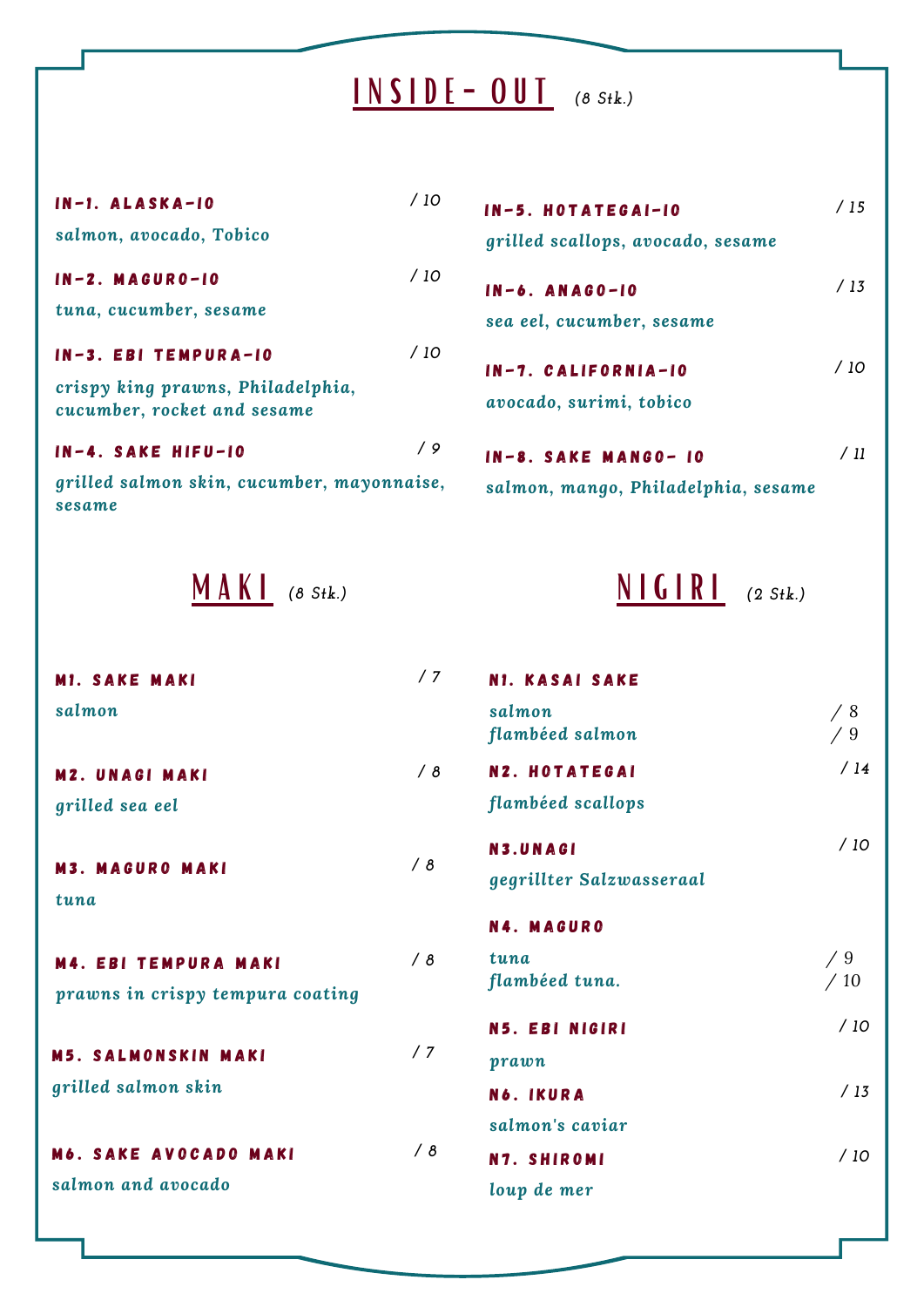# INSIDE- OUT *(8 Stk.)*

**IN-1. ALASKA-10** / 10
*salmon, avocado, Tobico*

**IN-2. MAGURO-10** / 10
*tuna, cucumber, sesame*

**IN-3. EBI TEMPURA-10** / 10
*crispy king prawns, Philadelphia, cucumber, rocket and sesame*

**IN-4. SAKE HIFU-10** / 9
*grilled salmon skin, cucumber, mayonnaise, sesame*

**IN-5. HOTATEGAI-10** / 15
*grilled scallops, avocado, sesame*

**IN-6. ANAGO-10** / 13
*sea eel, cucumber, sesame*

**IN-7. CALIFORNIA-10** / 10
*avocado, surimi, tobico*

**IN-8. SAKE MANGO- 10** / 11
*salmon, mango, Philadelphia, sesame*

# MAKI *(8 Stk.)*

**M1. SAKE MAKI** / 7
*salmon*

**M2. UNAGI MAKI** / 8
*grilled sea eel*

**M3. MAGURO MAKI** / 8
*tuna*

**M4. EBI TEMPURA MAKI** / 8
*prawns in crispy tempura coating*

**M5. SALMONSKIN MAKI** / 7
*grilled salmon skin*

**M6. SAKE AVOCADO MAKI** / 8
*salmon and avocado*

# NIGIRI *(2 Stk.)*

**N1. KASAI SAKE**
*salmon* / 8
*flambéed salmon* / 9

**N2. HOTATEGAI** / 14
*flambéed scallops*

**N3.UNAGI** / 10
*gegrillter Salzwasseraal*

**N4. MAGURO**
*tuna* / 9
*flambéed tuna.* / 10

**N5. EBI NIGIRI** / 10
*prawn*

**N6. IKURA** / 13
*salmon's caviar*

**N7. SHIROMI** / 10
*loup de mer*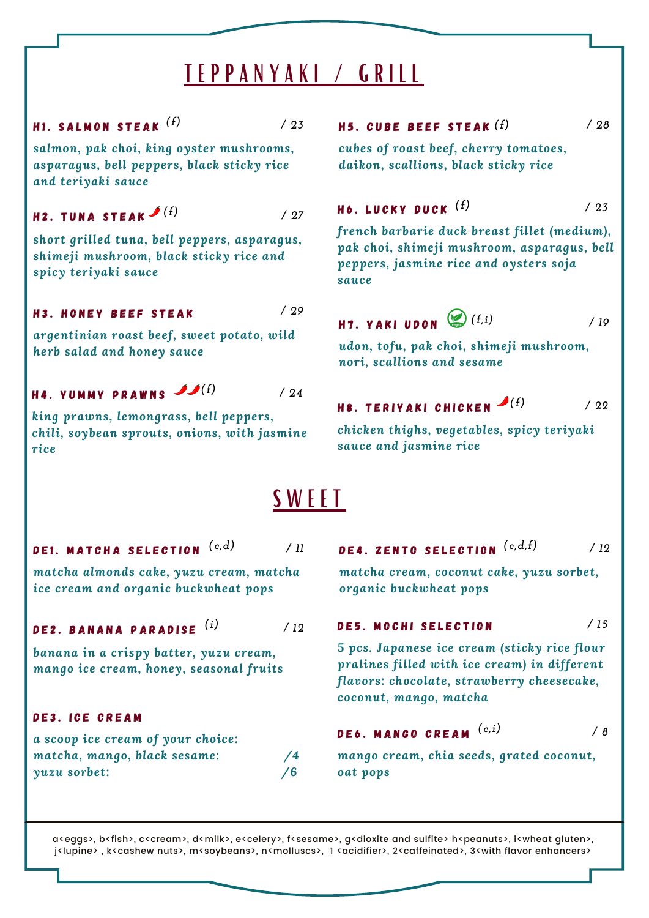# TEPPANYAKI / GRILL

### H1. SALMON STEAK (f) / 23

salmon, pak choi, king oyster mushrooms, asparagus, bell peppers, black sticky rice and teriyaki sauce

### H2. TUNA STEAK 🌶 (f) / 27

short grilled tuna, bell peppers, asparagus, shimeji mushroom, black sticky rice and spicy teriyaki sauce

### H3. HONEY BEEF STEAK / 29

argentinian roast beef, sweet potato, wild herb salad and honey sauce

### H4. YUMMY PRAWNS 🌶🌶 (f) / 24

king prawns, lemongrass, bell peppers, chili, soybean sprouts, onions, with jasmine rice

### H5. CUBE BEEF STEAK (f) / 28

cubes of roast beef, cherry tomatoes, daikon, scallions, black sticky rice

### H6. LUCKY DUCK (f) / 23

french barbarie duck breast fillet (medium), pak choi, shimeji mushroom, asparagus, bell peppers, jasmine rice and oysters soja sauce

### H7. YAKI UDON (vegan) (f,i) / 19

udon, tofu, pak choi, shimeji mushroom, nori, scallions and sesame

### H8. TERIYAKI CHICKEN 🌶 (f) / 22

chicken thighs, vegetables, spicy teriyaki sauce and jasmine rice

# SWEET

### DE1. MATCHA SELECTION (c,d) / 11

matcha almonds cake, yuzu cream, matcha ice cream and organic buckwheat pops

### DE2. BANANA PARADISE (i) / 12

banana in a crispy batter, yuzu cream, mango ice cream, honey, seasonal fruits

### DE3. ICE CREAM

a scoop ice cream of your choice:
matcha, mango, black sesame: /4
yuzu sorbet: /6

### DE4. ZENTO SELECTION (c,d,f) / 12

matcha cream, coconut cake, yuzu sorbet, organic buckwheat pops

### DE5. MOCHI SELECTION / 15

5 pcs. Japanese ice cream (sticky rice flour pralines filled with ice cream) in different flavors: chocolate, strawberry cheesecake, coconut, mango, matcha

### DE6. MANGO CREAM (c,i) / 8

mango cream, chia seeds, grated coconut, oat pops

a<eggs>, b<fish>, c<cream>, d<milk>, e<celery>, f<sesame>, g<dioxite and sulfite> h<peanuts>, i<wheat gluten>, j<lupine> , k<cashew nuts>, m<soybeans>, n<molluscs>, 1 <acidifier>, 2<caffeinated>, 3<with flavor enhancers>